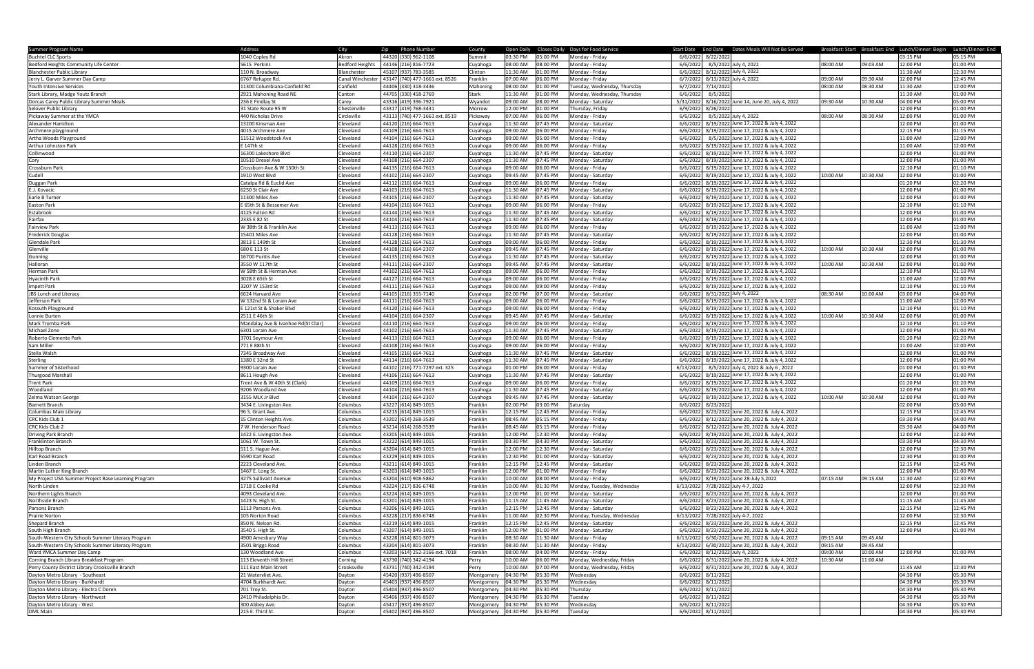| Summer Program Name | Address | City | Zip | Phone Number | County | Open Daily | Closes Daily | Days for Food Service | Start Date | End Date | Dates Meals Will Not Be Served | Breakfast: Start | Breakfast: End | Lunch/Dinner: Begin | Lunch/Dinner: End |
|---|---|---|---|---|---|---|---|---|---|---|---|---|---|---|---|
| Buchtel CLC Sports | 1040 Copley Rd | Akron | 44320 | (330) 962-1108 | Summit | 03:30 PM | 05:00 PM | Monday - Friday | 6/6/2022 | 8/22/2022 | | | | 03:15 PM | 05:15 PM |
| Bedford Heights Community Life Center | 5615 Perkins | Bedford Heights | 44146 | (216) 816-7723 | Cuyahoga | 08:00 AM | 08:00 PM | Monday - Friday | 6/6/2022 | 8/5/2022 | July 4, 2022 | 08:00 AM | 09:03 AM | 12:00 PM | 01:00 PM |
| Blanchester Public Library | 110 N. Broadway | Blanchester | 45107 | (937) 783-3585 | Clinton | 11:30 AM | 01:00 PM | Monday - Friday | 6/6/2022 | 8/12/2022 | July 4, 2022 | | | 11:30 AM | 12:30 PM |
| Jerry L. Garver Summer Day Camp | 6767 Refugee Rd. | Canal Winchester | 43147 | (740) 477-1661 ext. 8526 | Franklin | 07:00 AM | 06:00 PM | Monday - Friday | 6/7/2022 | 8/13/2022 | July 4, 2022 | 09:00 AM | 09:30 AM | 12:00 PM | 12:45 PM |
| Youth Intensive Services | 11300 Columbiana-Canfield Rd | Canfield | 44406 | (330) 318-3436 | Mahoning | 08:00 AM | 01:00 PM | Tuesday, Wednesday, Thursday | 6/7/2022 | 7/14/2022 | | 08:00 AM | 08:30 AM | 11:30 AM | 12:00 PM |
| Stark Library, Madge Youtz Branch | 2921 Mahoning Road NE | Canton | 44705 | (330) 458-2769 | Stark | 11:30 AM | 01:00 PM | Monday, Wednesday, Thursday | 6/6/2022 | 8/5/2022 | | | | 11:30 AM | 01:00 PM |
| Dorcas Carey Public Library Summer Meals | 236 E Findlay St | Carey | 43316 | (419) 396-7921 | Wyandot | 09:00 AM | 08:00 PM | Monday - Saturday | 5/31/2022 | 8/16/2022 | June 14, June 20, July 4, 2022 | 09:30 AM | 10:30 AM | 04:00 PM | 05:00 PM |
| Selover Public Library | 31 State Route 95 W | Chesterville | 43317 | (419) 768-3431 | Morrow | 12:00 PM | 01:00 PM | Thursday, Friday | 6/9/2022 | 8/26/2022 | | | | 12:00 PM | 01:00 PM |
| Pickaway Summer at the YMCA | 440 Nicholas Drive | Circleville | 43113 | (740) 477-1661 ext. 8519 | Pickaway | 07:00 AM | 06:00 PM | Monday - Friday | 6/6/2022 | 8/5/2022 | July 4, 2022 | 08:00 AM | 08:30 AM | 12:00 PM | 01:00 PM |
| Alexander Hamilton | 13200 Kinsman Ave | Cleveland | 44120 | (216) 664-7613 | Cuyahoga | 11:30 AM | 07:45 PM | Monday - Saturday | 6/6/2022 | 8/19/2022 | June 17, 2022 & July 4, 2022 | | | 12:00 PM | 01:00 PM |
| Archmere playground | 4015 Archmere Ave | Cleveland | 44109 | (216) 664-7613 | Cuyahoga | 09:00 AM | 06:00 PM | Monday - Friday | 6/6/2022 | 8/19/2022 | June 17, 2022 & July 4, 2022 | | | 12:15 PM | 01:15 PM |
| Artha Woods Playground | 11512 Woodstock Ave | Cleveland | 44104 | (216) 664-7613 | Cuyahoga | 09:00 AM | 05:00 PM | Monday - Friday | 6/6/2022 | 8/5/2022 | June 17, 2022 & July 4, 2022 | | | 11:00 AM | 12:00 PM |
| Arthur Johnston Park | E 147th st | Cleveland | 44128 | (216) 664-7613 | Cuyahoga | 09:00 AM | 06:00 PM | Monday - Friday | 6/6/2022 | 8/19/2022 | June 17, 2022 & July 4, 2022 | | | 11:00 AM | 12:00 PM |
| Collinwood | 16300 Lakeshore Blvd | Cleveland | 44110 | (216) 664-2307 | Cuyahoga | 11:30 AM | 07:45 PM | Monday - Saturday | 6/6/2022 | 8/19/2022 | June 17, 2022 & July 4, 2022 | | | 12:00 PM | 01:00 PM |
| Cory | 10510 Drexel Ave | Cleveland | 44108 | (216) 664-2307 | Cuyahoga | 11:30 AM | 07:45 PM | Monday - Saturday | 6/6/2022 | 8/19/2022 | June 17, 2022 & July 4, 2022 | | | 12:00 PM | 01:00 PM |
| Crossburn Park | Crossburn Ave & W 130th St | Cleveland | 44135 | (216) 664-7613 | Cuyahoga | 09:00 AM | 06:00 PM | Monday - Friday | 6/6/2022 | 8/19/2022 | June 17, 2022 & July 4, 2022 | | | 12:10 PM | 01:10 PM |
| Cudell | 1910 West Blvd | Cleveland | 44102 | (216) 664-2307 | Cuyahoga | 09:45 AM | 07:45 PM | Monday - Saturday | 6/6/2022 | 8/19/2022 | June 17, 2022 & July 4, 2022 | 10:00 AM | 10:30 AM | 12:00 PM | 01:00 PM |
| Duggan Park | Catalpa Rd & Euclid Ave | Cleveland | 44112 | (216) 664-7613 | Cuyahoga | 09:00 AM | 06:00 PM | Monday - Friday | 6/6/2022 | 8/19/2022 | June 17, 2022 & July 4, 2022 | | | 01:20 PM | 02:20 PM |
| E.J. Kovacic | 6250 St Clair Ave | Cleveland | 44103 | (216) 664-7613 | Cuyahoga | 11:30 AM | 07:45 PM | Monday - Saturday | 6/6/2022 | 8/19/2022 | June 17, 2022 & July 4, 2022 | | | 12:00 PM | 01:00 PM |
| Earle B Turner | 11300 Miles Ave | Cleveland | 44105 | (216) 664-2307 | Cuyahoga | 11:30 AM | 07:45 PM | Monday - Saturday | 6/6/2022 | 8/19/2022 | June 17, 2022 & July 4, 2022 | | | 12:00 PM | 01:00 PM |
| Easton Park | E 65th St & Bessemer Ave | Cleveland | 44104 | (216) 664-7613 | Cuyahoga | 09:00 AM | 06:00 PM | Monday - Friday | 6/6/2022 | 8/19/2022 | June 17, 2022 & July 4, 2022 | | | 12:10 PM | 01:10 PM |
| Estabrook | 4125 Fulton Rd | Cleveland | 44144 | (216) 664-7613 | Cuyahoga | 11:30 AM | 07:45 AM | Monday - Saturday | 6/6/2022 | 8/19/2022 | June 17, 2022 & July 4, 2022 | | | 12:00 PM | 01:00 PM |
| Fairfax | 2335 E 82 St | Cleveland | 44104 | (216) 664-7613 | Cuyahoga | 11:30 AM | 07:45 PM | Monday - Saturday | 6/6/2022 | 8/19/2022 | June 17, 2022 & July 4, 2022 | | | 12:00 PM | 01:00 PM |
| Fairview Park | W 38th St & Franklin Ave | Cleveland | 44113 | (216) 664-7613 | Cuyahoga | 09:00 AM | 06:00 PM | Monday - Friday | 6/6/2022 | 8/19/2022 | June 17, 2022 & July 4, 2022 | | | 11:00 AM | 12:00 PM |
| Frederick Douglas | 15401 Miles Ave | Cleveland | 44128 | (216) 664-7613 | Cuyahoga | 11:30 AM | 07:45 PM | Monday - Saturday | 6/6/2022 | 8/19/2022 | June 17, 2022 & July 4, 2022 | | | 12:00 PM | 01:00 PM |
| Glendale Park | 3813 E 149th St | Cleveland | 44128 | (216) 664-7613 | Cuyahoga | 09:00 AM | 06:00 PM | Monday - Friday | 6/6/2022 | 8/19/2022 | June 17, 2022 & July 4, 2022 | | | 12:30 PM | 01:30 PM |
| Glenville | 680 E 113 St | Cleveland | 44108 | (216) 664-2307 | Cuyahoga | 09:45 AM | 07:45 PM | Monday - Saturday | 6/6/2022 | 8/19/2022 | June 17, 2022 & July 4, 2022 | 10:00 AM | 10:30 AM | 12:00 PM | 01:00 PM |
| Gunning | 16700 Puritis Ave | Cleveland | 44135 | (216) 664-7613 | Cuyahoga | 11:30 AM | 07:45 PM | Monday - Saturday | 6/6/2022 | 8/19/2022 | June 17, 2022 & July 4, 2022 | | | 12:00 PM | 01:00 PM |
| Halloran | 3550 W 117th St | Cleveland | 44111 | (216) 664-2307 | Cuyahoga | 09:45 AM | 07:45 PM | Monday - Saturday | 6/6/2022 | 8/19/2022 | June 17, 2022 & July 4, 2022 | 10:00 AM | 10:30 AM | 12:00 PM | 01:00 PM |
| Herman Park | W 58th St & Herman Ave | Cleveland | 44102 | (216) 664-7613 | Cuyahoga | 09:00 AM | 06:00 PM | Monday - Friday | 6/6/2022 | 8/19/2022 | June 17, 2022 & July 4, 2022 | | | 12:10 PM | 01:10 PM |
| Hyacinth Park | 3028 E 65th St | Cleveland | 44127 | (216) 664-7613 | Cuyahoga | 09:00 AM | 06:00 PM | Monday - Friday | 6/6/2022 | 8/19/2022 | June 17, 2022 & July 4, 2022 | | | 11:00 AM | 12:00 PM |
| Impett Park | 3207 W 153rd St | Cleveland | 44111 | (216) 664-7613 | Cuyahoga | 09:00 AM | 09:00 PM | Monday - Friday | 6/6/2022 | 8/19/2022 | June 17, 2022 & July 4, 2022 | | | 12:10 PM | 01:10 PM |
| JBS Lunch and Literacy | 6624 Harvard Ave | Cleveland | 44105 | (216) 355-7140 | Cuyahoga | 02:00 PM | 07:00 PM | Monday - Saturday | 6/6/2022 | 8/31/2022 | July 4, 2022 | 08:30 AM | 10:00 AM | 03:00 PM | 04:00 PM |
| Jefferson Park | W 132nd St & Lorain Ave | Cleveland | 44111 | (216) 664-7613 | Cuyahoga | 09:00 AM | 06:00 PM | Monday - Friday | 6/6/2022 | 8/19/2022 | June 17, 2022 & July 4, 2022 | | | 11:00 AM | 12:00 PM |
| Kossuth Playground | E 121st St & Shaker Blvd | Cleveland | 44120 | (216) 664-7613 | Cuyahoga | 09:00 AM | 06:00 PM | Monday - Friday | 6/6/2022 | 8/19/2022 | June 17, 2022 & July 4, 2022 | | | 12:10 PM | 01:10 PM |
| Lonnie Burten | 2511 E 46th St | Cleveland | 44104 | (216) 664-2307 | Cuyahoga | 09:45 AM | 07:45 PM | Monday - Saturday | 6/6/2022 | 8/19/2022 | June 17, 2022 & July 4, 2022 | 10:00 AM | 10:30 AM | 12:00 PM | 01:00 PM |
| Mark Tromba Park | Mandalay Ave & Ivanhoe Rd(St Clair) | Cleveland | 44110 | (216) 664-7613 | Cuyahoga | 09:00 AM | 06:00 PM | Monday - Friday | 6/6/2022 | 8/19/2022 | June 17, 2022 & July 4, 2022 | | | 12:10 PM | 01:10 PM |
| Michael Zone | 6301 Lorain Ave | Cleveland | 44102 | (216) 664-7613 | Cuyahoga | 11:30 AM | 07:45 PM | Monday - Saturday | 6/6/2022 | 8/19/2022 | June 17, 2022 & July 4, 2022 | | | 12:00 PM | 01:00 PM |
| Roberto Clemente Park | 3701 Seymour Ave | Cleveland | 44113 | (216) 664-7613 | Cuyahoga | 09:00 AM | 06:00 PM | Monday - Friday | 6/6/2022 | 8/19/2022 | June 17, 2022 & July 4, 2022 | | | 01:20 PM | 02:20 PM |
| Sam Miller | 771 E 88th St | Cleveland | 44108 | (216) 664-7613 | Cuyahoga | 09:00 AM | 06:00 PM | Monday - Friday | 6/6/2022 | 8/19/2022 | June 17, 2022 & July 4, 2022 | | | 11:00 AM | 12:00 PM |
| Stella Walsh | 7345 Broadway Ave | Cleveland | 44105 | (216) 664-7613 | Cuyahoga | 11:30 AM | 07:45 PM | Monday - Saturday | 6/6/2022 | 8/19/2022 | June 17, 2022 & July 4, 2022 | | | 12:00 PM | 01:00 PM |
| Sterling | 1380 E 32nd St | Cleveland | 44114 | (216) 664-7613 | Cuyahoga | 11:30 AM | 07:45 PM | Monday - Saturday | 6/6/2022 | 8/19/2022 | June 17, 2022 & July 4, 2022 | | | 12:00 PM | 01:00 PM |
| Summer of Sisterhood | 9300 Lorain Ave | Cleveland | 44102 | (216) 771-7297 ext. 325 | Cuyahoga | 01:00 PM | 06:00 PM | Monday - Friday | 6/13/2022 | 8/5/2022 | July 4, 2022 & July 6 , 2022 | | | 01:00 PM | 01:30 PM |
| Thurgood Marshall | 8611 Hough Ave | Cleveland | 44106 | (216) 664-7613 | Cuyahoga | 11:30 AM | 07:45 PM | Monday - Saturday | 6/6/2022 | 8/19/2022 | June 17, 2022 & July 4, 2022 | | | 12:00 PM | 01:00 PM |
| Trent Park | Trent Ave & W 40th St (Clark) | Cleveland | 44109 | (216) 664-7613 | Cuyahoga | 09:00 AM | 06:00 PM | Monday - Friday | 6/6/2022 | 8/19/2022 | June 17, 2022 & July 4, 2022 | | | 01:20 PM | 02:20 PM |
| Woodland | 9206 Woodland Ave | Cleveland | 44104 | (216) 664-7613 | Cuyahoga | 11:30 AM | 07:45 PM | Monday - Saturday | 6/6/2022 | 8/19/2022 | June 17, 2022 & July 4, 2022 | | | 12:00 PM | 01:00 PM |
| Zelma Watson George | 3155 MLK Jr Blvd | Cleveland | 44104 | (216) 664-2307 | Cuyahoga | 09:45 AM | 07:45 PM | Monday - Saturday | 6/6/2022 | 8/19/2022 | June 17, 2022 & July 4, 2022 | 10:00 AM | 10:30 AM | 12:00 PM | 01:00 PM |
| Barnett Branch | 3434 E. Livingston Ave. | Columbus | 43227 | (614) 849-1015 | Franklin | 02:00 PM | 03:00 PM | Saturday | 6/6/2022 | 8/23/2022 | | | | 02:00 PM | 03:00 PM |
| Columbus Main Library | 96 S. Grant Ave. | Columbus | 43215 | (614) 849-1015 | Franklin | 12:15 PM | 12:45 PM | Monday - Friday | 6/6/2022 | 8/23/2022 | June 20, 2022 & July 4, 2022 | | | 12:15 PM | 12:45 PM |
| CRC Kids Club 1 | 15 Clinton Heights Ave. | Columbus | 43202 | (614) 268-3539 | Franklin | 08:45 AM | 05:15 PM | Monday - Friday | 6/6/2022 | 8/12/2022 | June 20, 2022 & July 4, 2022 | | | 03:30 PM | 04:00 PM |
| CRC Kids Club 2 | 7 W. Henderson Road | Columbus | 43214 | (614) 268-3539 | Franklin | 08:45 AM | 05:15 PM | Monday - Friday | 6/6/2022 | 8/12/2022 | June 20, 2022 & July 4, 2022 | | | 03:30 AM | 04:00 PM |
| Driving Park Branch | 1422 E. Livingston Ave. | Columbus | 43205 | (614) 849-1015 | Franklin | 12:00 PM | 12:30 PM | Monday - Friday | 6/6/2022 | 8/19/2022 | June 20, 2022 & July 4, 2022 | | | 12:00 PM | 12:30 PM |
| Franklinton Branch | 1061 W. Town St. | Columbus | 43222 | (614) 849-1015 | Franklin | 03:30 PM | 04:30 PM | Monday - Saturday | 6/6/2022 | 8/23/2022 | June 20, 2022 & July 4, 2022 | | | 03:30 PM | 04:30 PM |
| Hilltop Branch | 511 S. Hague Ave. | Columbus | 43204 | (614) 849-1015 | Franklin | 12:00 PM | 12:30 PM | Monday - Saturday | 6/6/2022 | 8/23/2022 | June 20, 2022 & July 4, 2022 | | | 12:00 PM | 12:30 PM |
| Karl Road Branch | 5590 Karl Road | Columbus | 43229 | (614) 849-1015 | Franklin | 12:30 PM | 01:00 PM | Monday - Saturday | 6/6/2022 | 8/23/2022 | June 20, 2022 & July 4, 2022 | | | 12:30 PM | 01:00 PM |
| Linden Branch | 2223 Cleveland Ave. | Columbus | 43211 | (614) 849-1015 | Franklin | 12:15 PM | 12:45 PM | Monday - Saturday | 6/6/2022 | 8/23/2022 | June 20, 2022 & July 4, 2022 | | | 12:15 PM | 12:45 PM |
| Martin Luther King Branch | 1467 E. Long St. | Columbus | 43203 | (614) 849-1015 | Franklin | 12:00 PM | 01:00 PM | Monday - Saturday | 6/6/2022 | 8/23/2022 | June 20, 2022 & July 4, 2022 | | | 12:00 PM | 01:00 PM |
| My Project USA Summer Project Base Learning Program | 3275 Sullivant Avenue | Columbus | 43204 | (610) 908-5862 | Franklin | 10:00 AM | 08:00 PM | Monday - Friday | 6/6/2022 | 8/19/2022 | June 28-July 5,2022 | 07:15 AM | 09:15 AM | 11:30 AM | 12:30 PM |
| North Linden | 1718 E Cooke Rd | Columbus | 43224 | (217) 836-6748 | Franklin | 10:00 AM | 01:30 PM | Monday, Tuesday, Wednesday | 6/13/2022 | 7/28/2022 | July 4-7, 2022 | | | 12:00 PM | 12:30 PM |
| Northern Lights Branch | 4093 Cleveland Ave. | Columbus | 43224 | (614) 849-1015 | Franklin | 12:00 PM | 01:00 PM | Monday - Saturday | 6/6/2022 | 8/23/2022 | June 20, 2022 & July 4, 2022 | | | 12:00 PM | 01:00 PM |
| Northside Branch | 1423 N. High St. | Columbus | 43201 | (614) 849-1015 | Franklin | 11:15 AM | 11:45 AM | Monday - Saturday | 6/6/2022 | 8/23/2022 | June 20, 2022 & July 4, 2022 | | | 11:15 AM | 11:45 AM |
| Parsons Branch | 1113 Parsons Ave. | Columbus | 43206 | (614) 849-1015 | Franklin | 12:15 PM | 12:45 PM | Monday - Saturday | 6/6/2022 | 8/23/2022 | June 20, 2022 & July 4, 2022 | | | 12:15 PM | 12:45 PM |
| Prairie Norton | 105 Norton Road | Columbus | 43228 | (217) 836-6748 | Franklin | 11:00 AM | 02:30 PM | Monday, Tuesday, Wednesday | 6/13/2022 | 7/28/2022 | July 4-7, 2022 | | | 12:00 PM | 12:30 PM |
| Shepard Branch | 850 N. Nelson Rd. | Columbus | 43219 | (614) 849-1015 | Franklin | 12:15 PM | 12:45 PM | Monday - Saturday | 6/6/2022 | 8/23/2022 | June 20, 2022 & July 4, 2022 | | | 12:15 PM | 12:45 PM |
| South High Branch | 3540 S. High St. | Columbus | 43207 | (614) 849-1015 | Franklin | 12:00 PM | 01:00 PM | Monday - Saturday | 6/6/2022 | 8/23/2022 | June 20, 2022 & July 4, 2022 | | | 12:00 PM | 01:00 PM |
| South-Western City Schools Summer Literacy Program | 4900 Amesbury Way | Columbus | 43228 | (614) 801-3073 | Franklin | 08:30 AM | 11:30 AM | Monday - Friday | 6/13/2022 | 6/30/2022 | June 20, 2022 & July 4, 2022 | 09:15 AM | 09:45 AM | | |
| South-Western City Schools Summer Literacy Program | 3501 Briggs Road | Columbus | 43204 | (614) 801-3073 | Franklin | 08:30 AM | 11:30 AM | Monday - Friday | 6/13/2022 | 6/30/2022 | June 20, 2022 & July 4, 2022 | 09:15 AM | 09:45 AM | | |
| Ward YMCA Summer Day Camp | 130 Woodland Ave | Columbus | 43203 | (614) 252-3166 ext. 7018 | Franklin | 08:00 AM | 04:00 PM | Monday - Friday | 6/6/2022 | 8/12/2022 | July 4, 2022 | 09:00 AM | 10:00 AM | 12:00 PM | 01:00 PM |
| Corning Branch Library Breakfast Program | 113 Eleventh Hill Street | Corning | 43730 | (740) 342-4194 | Perry | 10:00 AM | 06:00 PM | Monday, Wednesday, Friday | 6/6/2022 | 8/31/2022 | June 20, 2022 & July 4, 2022 | 10:30 AM | 11:00 AM | | |
| Perry County District Library Crooksville Branch | 111 East Main Street | Crooksville | 43731 | (740) 342-4194 | Perry | 10:00 AM | 07:00 PM | Monday, Wednesday, Friday | 6/6/2022 | 8/31/2022 | June 20, 2022 & July 4, 2022 | | | 11:45 AM | 12:30 PM |
| Dayton Metro Library - Southeast | 21 Watervliet Ave. | Dayton | 45420 | (937) 496-8507 | Montgomery | 04:30 PM | 05:30 PM | Wednesday | 6/6/2022 | 8/11/2022 | | | | 04:30 PM | 05:30 PM |
| Dayton Metro Library - Burkhardt | 4704 Burkhardt Ave. | Dayton | 45403 | (937) 496-8507 | Montgomery | 04:30 PM | 05:30 PM | Wednesday | 6/6/2022 | 8/11/2022 | | | | 04:30 PM | 05:30 PM |
| Dayton Metro Library - Electra C Doren | 701 Troy St. | Dayton | 45404 | (937) 496-8507 | Montgomery | 04:30 PM | 05:30 PM | Thursday | 6/6/2022 | 8/11/2022 | | | | 04:30 PM | 05:30 PM |
| Dayton Metro Library - Northwest | 2410 Philadelphia Dr. | Dayton | 45406 | (937) 496-8507 | Montgomery | 04:30 PM | 05:30 PM | Tuesday | 6/6/2022 | 8/11/2022 | | | | 04:30 PM | 05:30 PM |
| Dayton Metro Library - West | 300 Abbey Ave. | Dayton | 45417 | (937) 496-8507 | Montgomery | 04:30 PM | 05:30 PM | Wednesday | 6/6/2022 | 8/11/2022 | | | | 04:30 PM | 05:30 PM |
| DML Main | 215 E. Third St. | Dayton | 45402 | (937) 496-8507 | Montgomery | 04:30 PM | 05:30 PM | Tuesday | 6/6/2022 | 8/11/2022 | | | | 04:30 PM | 05:30 PM |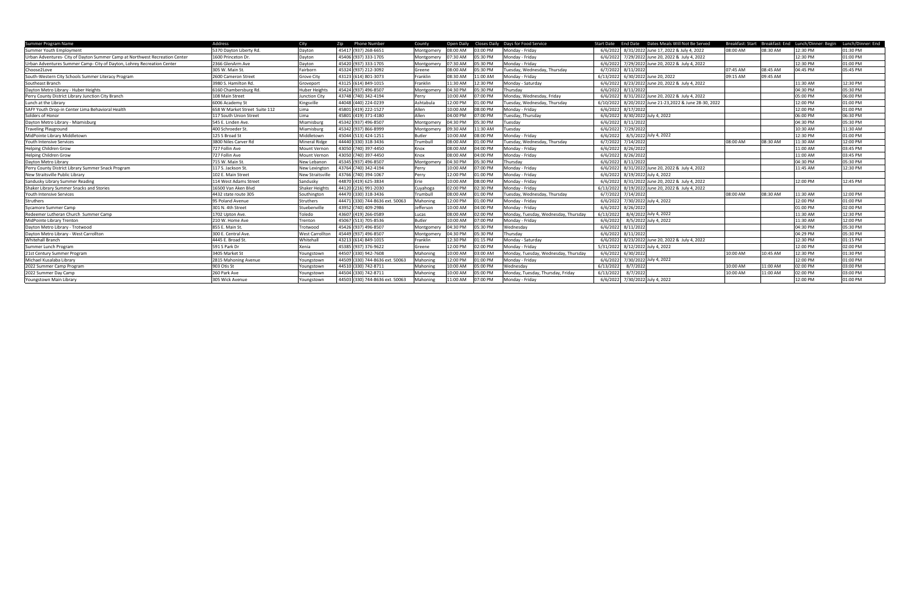| Summer Program Name | Address | City | Zip | Phone Number | County | Open Daily | Closes Daily | Days for Food Service | Start Date | End Date | Dates Meals Will Not Be Served | Breakfast: Start | Breakfast: End | Lunch/Dinner: Begin | Lunch/Dinner: End |
|---|---|---|---|---|---|---|---|---|---|---|---|---|---|---|---|
| Summer Youth Employment | 5370 Dayton Liberty Rd. | Dayton | 45417 | (937) 268-6651 | Montgomery | 08:00 AM | 03:00 PM | Monday - Friday | 6/6/2022 | 8/31/2022 | June 17, 2022 & July 4, 2022 | 08:00 AM | 08:30 AM | 12:30 PM | 01:30 PM |
| Urban Adventures- City of Dayton Summer Camp at Northwest Recreation Center | 1600 Princeton Dr. | Dayton | 45406 | (937) 333-1705 | Montgomery | 07:30 AM | 05:30 PM | Monday - Friday | 6/6/2022 | 7/29/2022 | June 20, 2022 & July 4, 2022 | | | 12:30 PM | 01:00 PM |
| Urban Adventures Summer Camp- City of Dayton, Lohrey Recreation Center | 2366 GlenArm Ave | Dayton | 45420 | (937) 333-1705 | Montgomery | 07:30 AM | 05:30 PM | Monday - Friday | 6/6/2022 | 7/29/2022 | June 20, 2022 & July 4, 2022 | | | 12:30 PM | 01:00 PM |
| Choose2Love | 305 W. Main St. | Fairborn | 45324 | (937) 212-3092 | Greene | 08:00 AM | 05:30 PM | Tuesday, Wednesday, Thursday | 6/7/2022 | 8/11/2022 | | 07:45 AM | 08:45 AM | 04:45 PM | 05:45 PM |
| South-Western City Schools Summer Literacy Program | 2600 Cameron Street | Grove City | 43123 | (614) 801-3073 | Franklin | 08:30 AM | 11:00 AM | Monday - Friday | 6/13/2022 | 6/30/2022 | June 20, 2022 | 09:15 AM | 09:45 AM | | |
| Southeast Branch | 3980 S. Hamilton Rd. | Groveport | 43125 | (614) 849-1015 | Franklin | 11:30 AM | 12:30 PM | Monday - Saturday | 6/6/2022 | 8/23/2022 | June 20, 2022 & July 4, 2022 | | | 11:30 AM | 12:30 PM |
| Dayton Metro Library - Huber Heights | 6160 Chambersburg Rd. | Huber Heights | 45424 | (937) 496-8507 | Montgomery | 04:30 PM | 05:30 PM | Thursday | 6/6/2022 | 8/11/2022 | | | | 04:30 PM | 05:30 PM |
| Perry County District Library Junction City Branch | 108 Main Street | Junction City | 43748 | (740) 342-4194 | Perry | 10:00 AM | 07:00 PM | Monday, Wednesday, Friday | 6/6/2022 | 8/31/2022 | June 20, 2022 & July 4, 2022 | | | 05:00 PM | 06:00 PM |
| Lunch at the Library | 6006 Academy St | Kingsville | 44048 | (440) 224-0239 | Ashtabula | 12:00 PM | 01:00 PM | Tuesday, Wednesday, Thursday | 6/10/2022 | 8/20/2022 | June 21-23,2022 & June 28-30, 2022 | | | 12:00 PM | 01:00 PM |
| SAFY Youth Drop-in Center Lima Behavioral Health | 658 W Market Street Suite 112 | Lima | 45801 | (419) 222-1527 | Allen | 10:00 AM | 08:00 PM | Monday - Friday | 6/6/2022 | 8/17/2022 | | | | 12:00 PM | 01:00 PM |
| Solders of Honor | 117 South Union Street | Lima | 45801 | (419) 371-4180 | Allen | 04:00 PM | 07:00 PM | Tuesday, Thursday | 6/6/2022 | 8/30/2022 | July 4, 2022 | | | 06:00 PM | 06:30 PM |
| Dayton Metro Library - Miamisburg | 545 E. Linden Ave. | Miamisburg | 45342 | (937) 496-8507 | Montgomery | 04:30 PM | 05:30 PM | Tuesday | 6/6/2022 | 8/11/2022 | | | | 04:30 PM | 05:30 PM |
| Traveling Playground | 400 Schroeder St. | Miamisburg | 45342 | (937) 866-8999 | Montgomery | 09:30 AM | 11:30 AM | Tuesday | 6/6/2022 | 7/29/2022 | | | | 10:30 AM | 11:30 AM |
| MidPointe Library Middletown | 125 S Broad St | Middletown | 45044 | (513) 424-1251 | Butler | 10:00 AM | 08:00 PM | Monday - Friday | 6/6/2022 | 8/5/2022 | July 4, 2022 | | | 12:30 PM | 01:00 PM |
| Youth Intensive Services | 3800 Niles Carver Rd | Mineral Ridge | 44440 | (330) 318-3436 | Trumbull | 08:00 AM | 01:00 PM | Tuesday, Wednesday, Thursday | 6/7/2022 | 7/14/2022 | | 08:00 AM | 08:30 AM | 11:30 AM | 12:00 PM |
| Helping Children Grow | 727 Follin Ave | Mount Vernon | 43050 | (740) 397-4450 | Knox | 08:00 AM | 04:00 PM | Monday - Friday | 6/6/2022 | 8/26/2022 | | | | 11:00 AM | 03:45 PM |
| Helping Children Grow | 727 Follin Ave | Mount Vernon | 43050 | (740) 397-4450 | Knox | 08:00 AM | 04:00 PM | Monday - Friday | 6/6/2022 | 8/26/2022 | | | | 11:00 AM | 03:45 PM |
| Dayton Metro Library | 715 W. Main St. | New Lebanon | 45345 | (937) 496-8507 | Montgomery | 04:30 PM | 05:30 PM | Thursday | 6/6/2022 | 8/11/2022 | | | | 04:30 PM | 05:30 PM |
| Perry County District Library Summer Snack Program | 117 S. Jackson St. | New Lexington | 43764 | (740) 342-4194 | Perry | 10:00 AM | 07:00 PM | Monday - Friday | 6/6/2022 | 8/31/2022 | June 20, 2022 & July 4, 2022 | | | 11:45 AM | 12:30 PM |
| New Straitsville Public Library | 102 E. Main Street | New Straitsville | 43766 | (740) 394-1067 | Perry | 12:00 PM | 01:00 PM | Monday - Friday | 6/6/2022 | 8/19/2022 | July 4, 2022 | | | | |
| Sandusky Library Summer Reading | 114 West Adams Street | Sandusky | 44870 | (419) 625-3834 | Erie | 10:00 AM | 08:00 PM | Monday - Friday | 6/6/2022 | 8/31/2022 | June 20, 2022 & July 4, 2022 | | | 12:00 PM | 12:45 PM |
| Shaker Library Summer Snacks and Stories | 16500 Van Aken Blvd | Shaker Heights | 44120 | (216) 991-2030 | Cuyahoga | 02:00 PM | 02:30 PM | Monday - Friday | 6/13/2022 | 8/19/2022 | June 20, 2022 & July 4, 2022 | | | | |
| Youth Intensive Services | 4432 state route 305 | Southington | 44470 | (330) 318-3436 | Trumbull | 08:00 AM | 01:00 PM | Tuesday, Wednesday, Thursday | 6/7/2022 | 7/14/2022 | | 08:00 AM | 08:30 AM | 11:30 AM | 12:00 PM |
| Struthers | 95 Poland Avenue | Struthers | 44471 | (330) 744-8636 ext. 50063 | Mahoning | 12:00 PM | 01:00 PM | Monday - Friday | 6/6/2022 | 7/30/2022 | July 4, 2022 | | | 12:00 PM | 01:00 PM |
| Sycamore Summer Camp | 301 N. 4th Street | Stuebenville | 43952 | (740) 409-2986 | Jefferson | 10:00 AM | 04:00 PM | Monday - Friday | 6/6/2022 | 8/26/2022 | | | | 01:00 PM | 02:00 PM |
| Redeemer Lutheran Church Summer Camp | 1702 Upton Ave. | Toledo | 43607 | (419) 266-0589 | Lucas | 08:00 AM | 02:00 PM | Monday, Tuesday, Wednesday, Thursday | 6/13/2022 | 8/4/2022 | July 4, 2022 | | | 11:30 AM | 12:30 PM |
| MidPointe Library Trenton | 210 W. Home Ave | Trenton | 45067 | (513) 705-8536 | Butler | 10:00 AM | 07:00 PM | Monday - Friday | 6/6/2022 | 8/5/2022 | July 4, 2022 | | | 11:30 AM | 12:00 PM |
| Dayton Metro Library - Trotwood | 855 E. Main St. | Trotwood | 45426 | (937) 496-8507 | Montgomery | 04:30 PM | 05:30 PM | Wednesday | 6/6/2022 | 8/11/2022 | | | | 04:30 PM | 05:30 PM |
| Dayton Metro Library - West Carrollton | 300 E. Central Ave. | West Carrollton | 45449 | (937) 496-8507 | Montgomery | 04:30 PM | 05:30 PM | Thursday | 6/6/2022 | 8/11/2022 | | | | 04:29 PM | 05:30 PM |
| Whitehall Branch | 4445 E. Broad St. | Whitehall | 43213 | (614) 849-1015 | Franklin | 12:30 PM | 01:15 PM | Monday - Saturday | 6/6/2022 | 8/23/2022 | June 20, 2022 & July 4, 2022 | | | 12:30 PM | 01:15 PM |
| Summer Lunch Program | 591 S Park Dr | Xenia | 45385 | (937) 376-9622 | Greene | 12:00 PM | 02:00 PM | Monday - Friday | 5/31/2022 | 8/12/2022 | July 4, 2022 | | | 12:00 PM | 02:00 PM |
| 21st Century Summer Program | 3405 Market St | Youngstown | 44507 | (330) 942-7608 | Mahoning | 10:00 AM | 03:00 AM | Monday, Tuesday, Wednesday, Thursday | 6/6/2022 | 6/30/2022 | | 10:00 AM | 10:45 AM | 12:30 PM | 01:30 PM |
| Michael Kusalaba Library | 2815 Mahoning Avenue | Youngstown | 44509 | (330) 744-8636 ext. 50063 | Mahoning | 12:00 PM | 01:00 PM | Monday - Friday | 6/6/2022 | 7/30/2022 | July 4, 2022 | | | 12:00 PM | 01:00 PM |
| 2022 Summer Camp Program | 903 Otis St | Youngstown | 44510 | (330) 742-8711 | Mahoning | 10:00 AM | 05:00 PM | Wednesday | 6/13/2022 | 8/7/2022 | | 10:00 AM | 11:00 AM | 02:00 PM | 03:00 PM |
| 2022 Summer Day Camp | 260 Park Ave | Youngstown | 44504 | (330) 742-8711 | Mahoning | 10:00 AM | 05:00 PM | Monday, Tuesday, Thursday, Friday | 6/13/2022 | 8/7/2022 | | 10:00 AM | 11:00 AM | 02:00 PM | 03:00 PM |
| Youngstown Main Library | 305 Wick Avenue | Youngstown | 44503 | (330) 744-8636 ext. 50063 | Mahoning | 11:00 AM | 07:00 PM | Monday - Friday | 6/6/2022 | 7/30/2022 | July 4, 2022 | | | 12:00 PM | 01:00 PM |